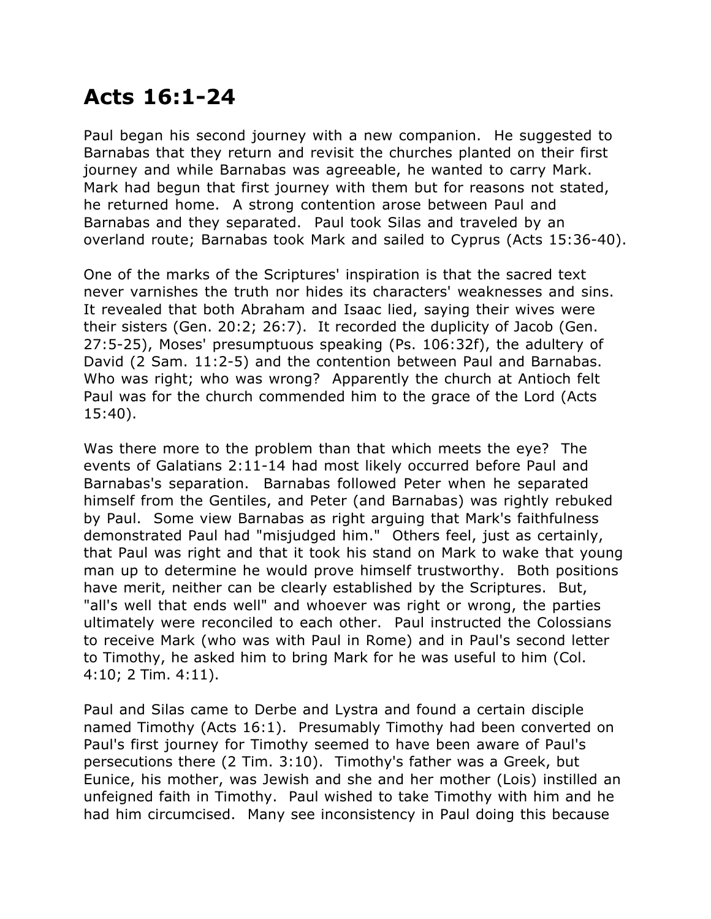# Acts 16:1-24

Paul began his second journey with a new companion. He suggested to Barnabas that they return and revisit the churches planted on their first journey and while Barnabas was agreeable, he wanted to carry Mark. Mark had begun that first journey with them but for reasons not stated, he returned home. A strong contention arose between Paul and Barnabas and they separated. Paul took Silas and traveled by an overland route; Barnabas took Mark and sailed to Cyprus (Acts 15:36-40).

One of the marks of the Scriptures' inspiration is that the sacred text never varnishes the truth nor hides its characters' weaknesses and sins. It revealed that both Abraham and Isaac lied, saying their wives were their sisters (Gen. 20:2; 26:7). It recorded the duplicity of Jacob (Gen. 27:5-25), Moses' presumptuous speaking (Ps. 106:32f), the adultery of David (2 Sam. 11:2-5) and the contention between Paul and Barnabas. Who was right; who was wrong? Apparently the church at Antioch felt Paul was for the church commended him to the grace of the Lord (Acts 15:40).

Was there more to the problem than that which meets the eye? The events of Galatians 2:11-14 had most likely occurred before Paul and Barnabas's separation. Barnabas followed Peter when he separated himself from the Gentiles, and Peter (and Barnabas) was rightly rebuked by Paul. Some view Barnabas as right arguing that Mark's faithfulness demonstrated Paul had "misjudged him." Others feel, just as certainly, that Paul was right and that it took his stand on Mark to wake that young man up to determine he would prove himself trustworthy. Both positions have merit, neither can be clearly established by the Scriptures. But, "all's well that ends well" and whoever was right or wrong, the parties ultimately were reconciled to each other. Paul instructed the Colossians to receive Mark (who was with Paul in Rome) and in Paul's second letter to Timothy, he asked him to bring Mark for he was useful to him (Col. 4:10; 2 Tim. 4:11).

Paul and Silas came to Derbe and Lystra and found a certain disciple named Timothy (Acts 16:1). Presumably Timothy had been converted on Paul's first journey for Timothy seemed to have been aware of Paul's persecutions there (2 Tim. 3:10). Timothy's father was a Greek, but Eunice, his mother, was Jewish and she and her mother (Lois) instilled an unfeigned faith in Timothy. Paul wished to take Timothy with him and he had him circumcised. Many see inconsistency in Paul doing this because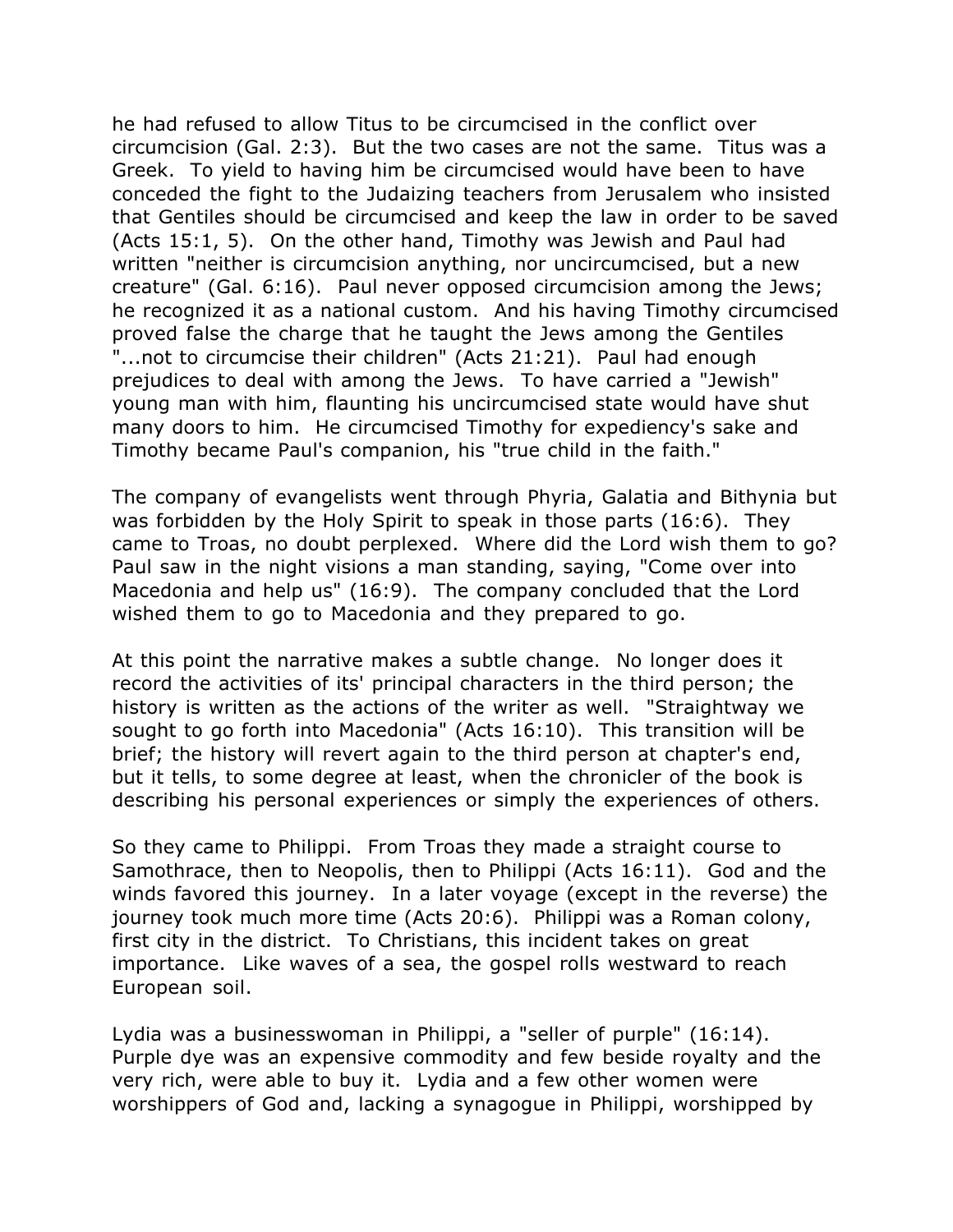he had refused to allow Titus to be circumcised in the conflict over circumcision (Gal. 2:3). But the two cases are not the same. Titus was a Greek. To yield to having him be circumcised would have been to have conceded the fight to the Judaizing teachers from Jerusalem who insisted that Gentiles should be circumcised and keep the law in order to be saved (Acts 15:1, 5). On the other hand, Timothy was Jewish and Paul had written "neither is circumcision anything, nor uncircumcised, but a new creature" (Gal. 6:16). Paul never opposed circumcision among the Jews; he recognized it as a national custom. And his having Timothy circumcised proved false the charge that he taught the Jews among the Gentiles "...not to circumcise their children" (Acts 21:21). Paul had enough prejudices to deal with among the Jews. To have carried a "Jewish" young man with him, flaunting his uncircumcised state would have shut many doors to him. He circumcised Timothy for expediency's sake and Timothy became Paul's companion, his "true child in the faith."

The company of evangelists went through Phyria, Galatia and Bithynia but was forbidden by the Holy Spirit to speak in those parts (16:6). They came to Troas, no doubt perplexed. Where did the Lord wish them to go? Paul saw in the night visions a man standing, saying, "Come over into Macedonia and help us" (16:9). The company concluded that the Lord wished them to go to Macedonia and they prepared to go.

At this point the narrative makes a subtle change. No longer does it record the activities of its' principal characters in the third person; the history is written as the actions of the writer as well. "Straightway we sought to go forth into Macedonia" (Acts 16:10). This transition will be brief; the history will revert again to the third person at chapter's end, but it tells, to some degree at least, when the chronicler of the book is describing his personal experiences or simply the experiences of others.

So they came to Philippi. From Troas they made a straight course to Samothrace, then to Neopolis, then to Philippi (Acts 16:11). God and the winds favored this journey. In a later voyage (except in the reverse) the journey took much more time (Acts 20:6). Philippi was a Roman colony, first city in the district. To Christians, this incident takes on great importance. Like waves of a sea, the gospel rolls westward to reach European soil.

Lydia was a businesswoman in Philippi, a "seller of purple" (16:14). Purple dye was an expensive commodity and few beside royalty and the very rich, were able to buy it. Lydia and a few other women were worshippers of God and, lacking a synagogue in Philippi, worshipped by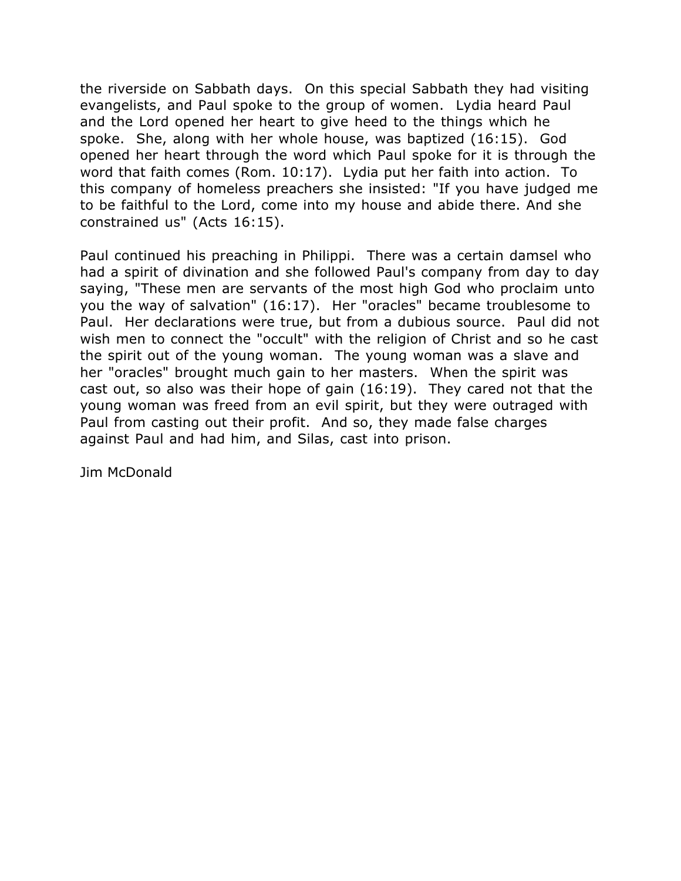the riverside on Sabbath days. On this special Sabbath they had visiting evangelists, and Paul spoke to the group of women. Lydia heard Paul and the Lord opened her heart to give heed to the things which he spoke. She, along with her whole house, was baptized (16:15). God opened her heart through the word which Paul spoke for it is through the word that faith comes (Rom. 10:17). Lydia put her faith into action. To this company of homeless preachers she insisted: "If you have judged me to be faithful to the Lord, come into my house and abide there. And she constrained us" (Acts 16:15).

Paul continued his preaching in Philippi. There was a certain damsel who had a spirit of divination and she followed Paul's company from day to day saying, "These men are servants of the most high God who proclaim unto you the way of salvation" (16:17). Her "oracles" became troublesome to Paul. Her declarations were true, but from a dubious source. Paul did not wish men to connect the "occult" with the religion of Christ and so he cast the spirit out of the young woman. The young woman was a slave and her "oracles" brought much gain to her masters. When the spirit was cast out, so also was their hope of gain (16:19). They cared not that the young woman was freed from an evil spirit, but they were outraged with Paul from casting out their profit. And so, they made false charges against Paul and had him, and Silas, cast into prison.

Jim McDonald